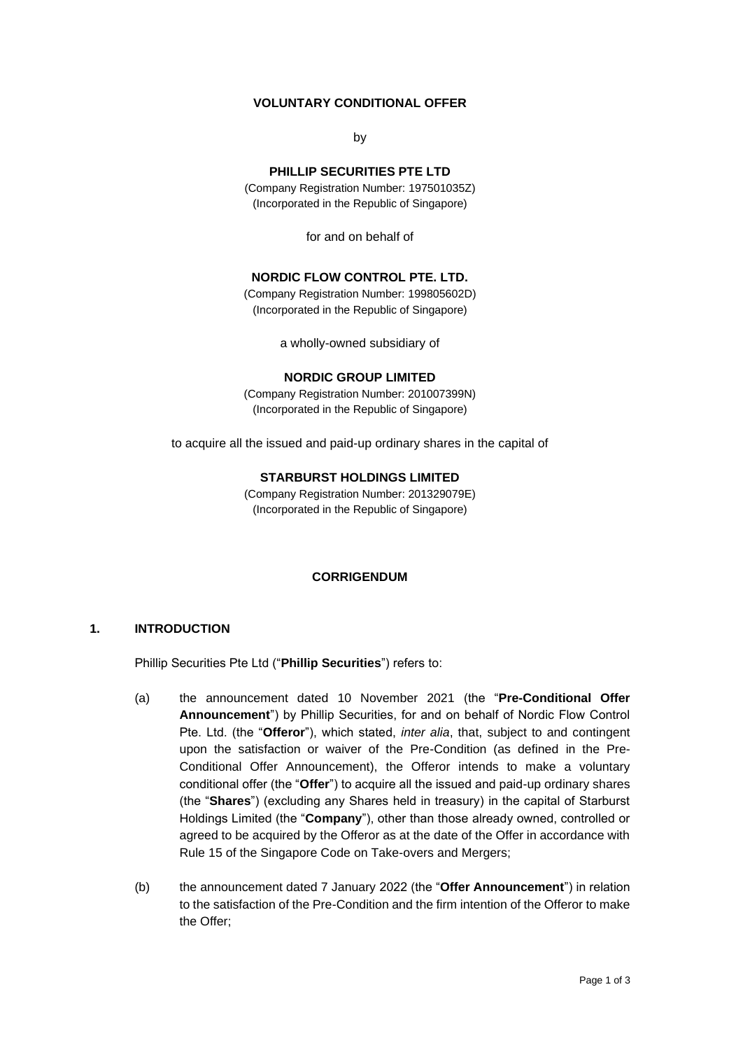**VOLUNTARY CONDITIONAL OFFER**

by

**PHILLIP SECURITIES PTE LTD**

(Company Registration Number: 197501035Z)
(Incorporated in the Republic of Singapore)

for and on behalf of

**NORDIC FLOW CONTROL PTE. LTD.**

(Company Registration Number: 199805602D)
(Incorporated in the Republic of Singapore)

a wholly-owned subsidiary of

**NORDIC GROUP LIMITED**

(Company Registration Number: 201007399N)
(Incorporated in the Republic of Singapore)

to acquire all the issued and paid-up ordinary shares in the capital of

**STARBURST HOLDINGS LIMITED**

(Company Registration Number: 201329079E)
(Incorporated in the Republic of Singapore)

**CORRIGENDUM**

## 1. INTRODUCTION

Phillip Securities Pte Ltd ("**Phillip Securities**") refers to:

(a) the announcement dated 10 November 2021 (the "**Pre-Conditional Offer Announcement**") by Phillip Securities, for and on behalf of Nordic Flow Control Pte. Ltd. (the "**Offeror**"), which stated, *inter alia*, that, subject to and contingent upon the satisfaction or waiver of the Pre-Condition (as defined in the Pre-Conditional Offer Announcement), the Offeror intends to make a voluntary conditional offer (the "**Offer**") to acquire all the issued and paid-up ordinary shares (the "**Shares**") (excluding any Shares held in treasury) in the capital of Starburst Holdings Limited (the "**Company**"), other than those already owned, controlled or agreed to be acquired by the Offeror as at the date of the Offer in accordance with Rule 15 of the Singapore Code on Take-overs and Mergers;

(b) the announcement dated 7 January 2022 (the "**Offer Announcement**") in relation to the satisfaction of the Pre-Condition and the firm intention of the Offeror to make the Offer;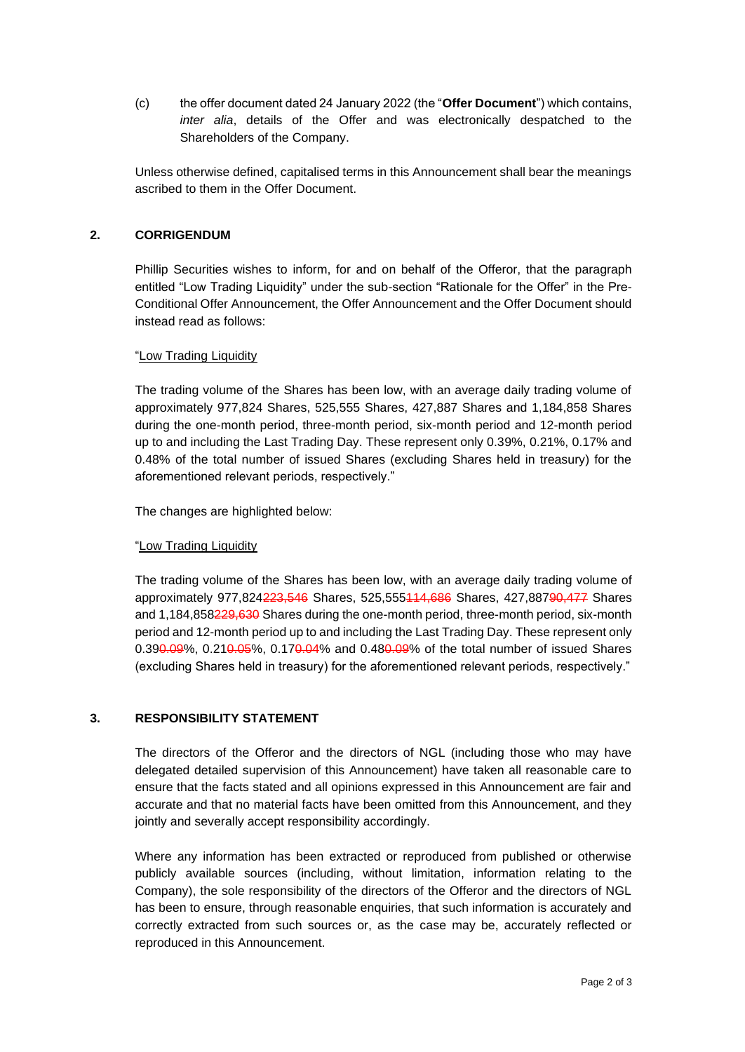(c) the offer document dated 24 January 2022 (the "**Offer Document**") which contains, *inter alia*, details of the Offer and was electronically despatched to the Shareholders of the Company.

Unless otherwise defined, capitalised terms in this Announcement shall bear the meanings ascribed to them in the Offer Document.

## 2. CORRIGENDUM

Phillip Securities wishes to inform, for and on behalf of the Offeror, that the paragraph entitled "Low Trading Liquidity" under the sub-section "Rationale for the Offer" in the Pre-Conditional Offer Announcement, the Offer Announcement and the Offer Document should instead read as follows:

"Low Trading Liquidity

The trading volume of the Shares has been low, with an average daily trading volume of approximately 977,824 Shares, 525,555 Shares, 427,887 Shares and 1,184,858 Shares during the one-month period, three-month period, six-month period and 12-month period up to and including the Last Trading Day. These represent only 0.39%, 0.21%, 0.17% and 0.48% of the total number of issued Shares (excluding Shares held in treasury) for the aforementioned relevant periods, respectively."

The changes are highlighted below:

"Low Trading Liquidity

The trading volume of the Shares has been low, with an average daily trading volume of approximately 977,824~~223,546~~ Shares, 525,555~~114,686~~ Shares, 427,887~~90,477~~ Shares and 1,184,858~~229,630~~ Shares during the one-month period, three-month period, six-month period and 12-month period up to and including the Last Trading Day. These represent only 0.39~~0.09~~%, 0.21~~0.05~~%, 0.17~~0.04~~% and 0.48~~0.09~~% of the total number of issued Shares (excluding Shares held in treasury) for the aforementioned relevant periods, respectively."

## 3. RESPONSIBILITY STATEMENT

The directors of the Offeror and the directors of NGL (including those who may have delegated detailed supervision of this Announcement) have taken all reasonable care to ensure that the facts stated and all opinions expressed in this Announcement are fair and accurate and that no material facts have been omitted from this Announcement, and they jointly and severally accept responsibility accordingly.

Where any information has been extracted or reproduced from published or otherwise publicly available sources (including, without limitation, information relating to the Company), the sole responsibility of the directors of the Offeror and the directors of NGL has been to ensure, through reasonable enquiries, that such information is accurately and correctly extracted from such sources or, as the case may be, accurately reflected or reproduced in this Announcement.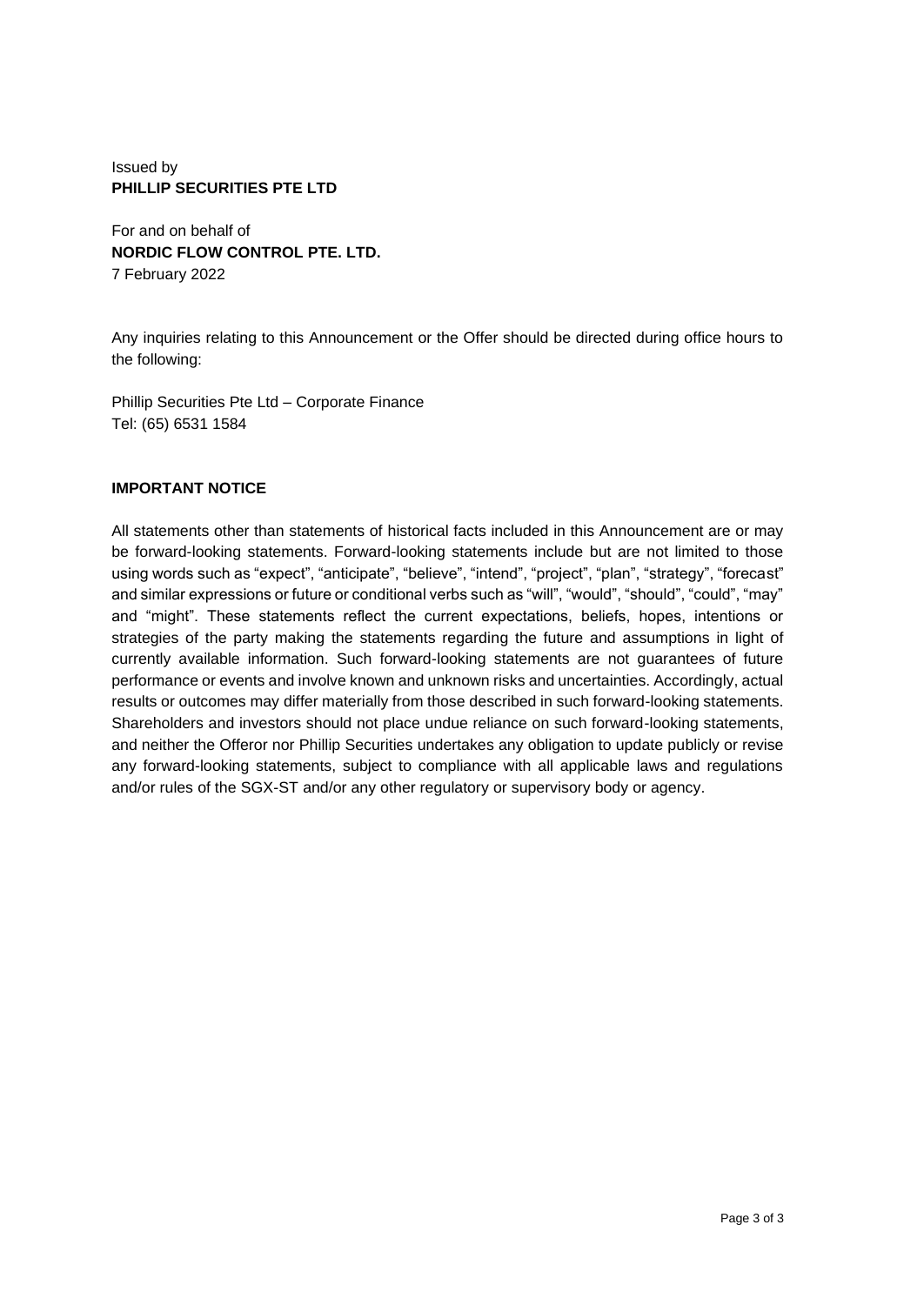Issued by
**PHILLIP SECURITIES PTE LTD**

For and on behalf of
**NORDIC FLOW CONTROL PTE. LTD.**
7 February 2022

Any inquiries relating to this Announcement or the Offer should be directed during office hours to the following:

Phillip Securities Pte Ltd – Corporate Finance
Tel: (65) 6531 1584

**IMPORTANT NOTICE**

All statements other than statements of historical facts included in this Announcement are or may be forward-looking statements. Forward-looking statements include but are not limited to those using words such as "expect", "anticipate", "believe", "intend", "project", "plan", "strategy", "forecast" and similar expressions or future or conditional verbs such as "will", "would", "should", "could", "may" and "might". These statements reflect the current expectations, beliefs, hopes, intentions or strategies of the party making the statements regarding the future and assumptions in light of currently available information. Such forward-looking statements are not guarantees of future performance or events and involve known and unknown risks and uncertainties. Accordingly, actual results or outcomes may differ materially from those described in such forward-looking statements. Shareholders and investors should not place undue reliance on such forward-looking statements, and neither the Offeror nor Phillip Securities undertakes any obligation to update publicly or revise any forward-looking statements, subject to compliance with all applicable laws and regulations and/or rules of the SGX-ST and/or any other regulatory or supervisory body or agency.